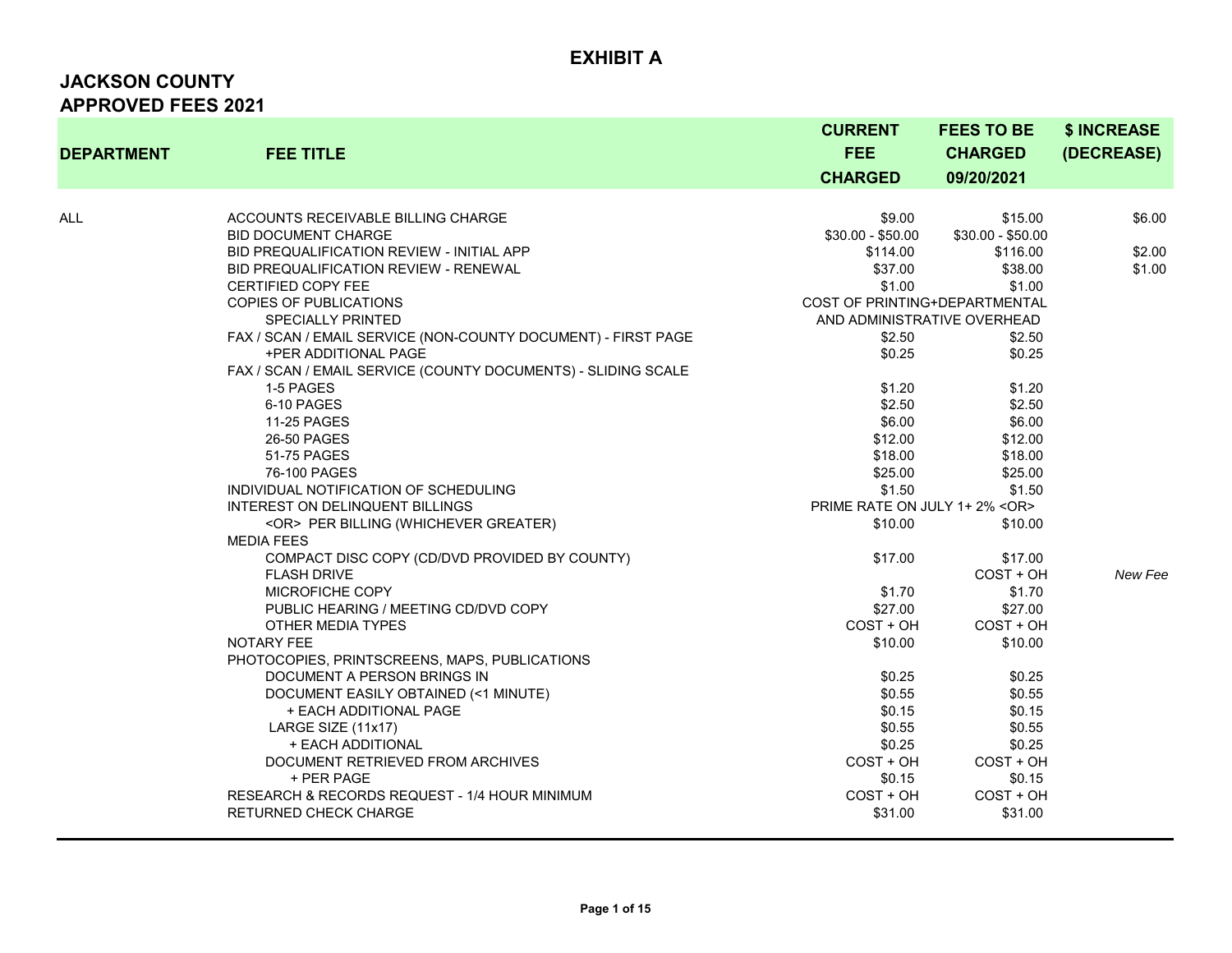## EXHIBIT A

# JACKSON COUNTY
## APPROVED FEES 2021

| DEPARTMENT | FEE TITLE | CURRENT FEE CHARGED | FEES TO BE CHARGED 09/20/2021 | $ INCREASE (DECREASE) |
|---|---|---|---|---|
| ALL | ACCOUNTS RECEIVABLE BILLING CHARGE | $9.00 | $15.00 | $6.00 |
| | BID DOCUMENT CHARGE | $30.00 - $50.00 | $30.00 - $50.00 | |
| | BID PREQUALIFICATION REVIEW - INITIAL APP | $114.00 | $116.00 | $2.00 |
| | BID PREQUALIFICATION REVIEW - RENEWAL | $37.00 | $38.00 | $1.00 |
| | CERTIFIED COPY FEE | $1.00 | $1.00 | |
| | COPIES OF PUBLICATIONS | COST OF PRINTING+DEPARTMENTAL | | |
| | SPECIALLY PRINTED | AND ADMINISTRATIVE OVERHEAD | | |
| | FAX / SCAN / EMAIL SERVICE (NON-COUNTY DOCUMENT) - FIRST PAGE | $2.50 | $2.50 | |
| | +PER ADDITIONAL PAGE | $0.25 | $0.25 | |
| | FAX / SCAN / EMAIL SERVICE (COUNTY DOCUMENTS) - SLIDING SCALE | | | |
| | 1-5 PAGES | $1.20 | $1.20 | |
| | 6-10 PAGES | $2.50 | $2.50 | |
| | 11-25 PAGES | $6.00 | $6.00 | |
| | 26-50 PAGES | $12.00 | $12.00 | |
| | 51-75 PAGES | $18.00 | $18.00 | |
| | 76-100 PAGES | $25.00 | $25.00 | |
| | INDIVIDUAL NOTIFICATION OF SCHEDULING | $1.50 | $1.50 | |
| | INTEREST ON DELINQUENT BILLINGS | PRIME RATE ON JULY 1+ 2% <OR> | | |
| | <OR> PER BILLING (WHICHEVER GREATER) | $10.00 | $10.00 | |
| | MEDIA FEES | | | |
| | COMPACT DISC COPY (CD/DVD PROVIDED BY COUNTY) | $17.00 | $17.00 | |
| | FLASH DRIVE | | COST + OH | *New Fee* |
| | MICROFICHE COPY | $1.70 | $1.70 | |
| | PUBLIC HEARING / MEETING CD/DVD COPY | $27.00 | $27.00 | |
| | OTHER MEDIA TYPES | COST + OH | COST + OH | |
| | NOTARY FEE | $10.00 | $10.00 | |
| | PHOTOCOPIES, PRINTSCREENS, MAPS, PUBLICATIONS | | | |
| | DOCUMENT A PERSON BRINGS IN | $0.25 | $0.25 | |
| | DOCUMENT EASILY OBTAINED (<1 MINUTE) | $0.55 | $0.55 | |
| | + EACH ADDITIONAL PAGE | $0.15 | $0.15 | |
| | LARGE SIZE (11x17) | $0.55 | $0.55 | |
| | + EACH ADDITIONAL | $0.25 | $0.25 | |
| | DOCUMENT RETRIEVED FROM ARCHIVES | COST + OH | COST + OH | |
| | + PER PAGE | $0.15 | $0.15 | |
| | RESEARCH & RECORDS REQUEST - 1/4 HOUR MINIMUM | COST + OH | COST + OH | |
| | RETURNED CHECK CHARGE | $31.00 | $31.00 | |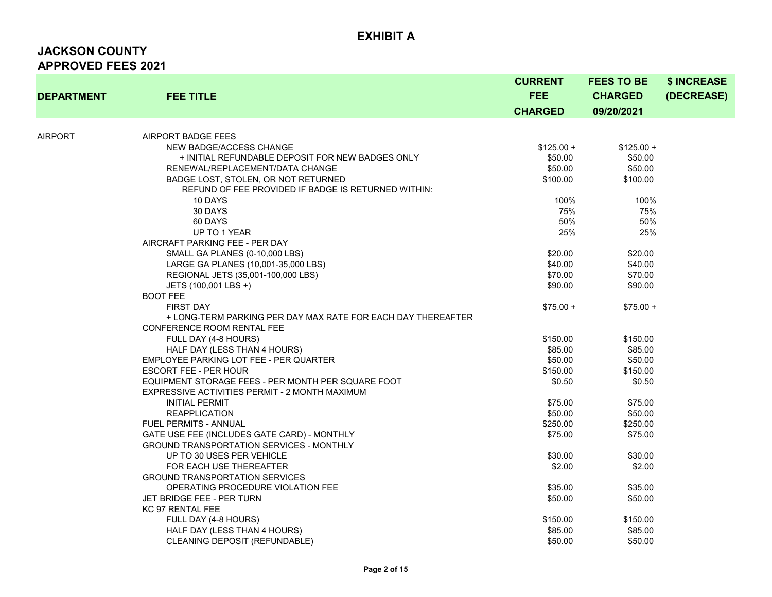# EXHIBIT A

## JACKSON COUNTY
## APPROVED FEES 2021

| DEPARTMENT | FEE TITLE | CURRENT FEE CHARGED | FEES TO BE CHARGED 09/20/2021 | $ INCREASE (DECREASE) |
|---|---|---|---|---|
| AIRPORT | AIRPORT BADGE FEES | | | |
| | NEW BADGE/ACCESS CHANGE | $125.00 + | $125.00 + | |
| | + INITIAL REFUNDABLE DEPOSIT FOR NEW BADGES ONLY | $50.00 | $50.00 | |
| | RENEWAL/REPLACEMENT/DATA CHANGE | $50.00 | $50.00 | |
| | BADGE LOST, STOLEN, OR NOT RETURNED | $100.00 | $100.00 | |
| | REFUND OF FEE PROVIDED IF BADGE IS RETURNED WITHIN: | | | |
| | 10 DAYS | 100% | 100% | |
| | 30 DAYS | 75% | 75% | |
| | 60 DAYS | 50% | 50% | |
| | UP TO 1 YEAR | 25% | 25% | |
| | AIRCRAFT PARKING FEE - PER DAY | | | |
| | SMALL GA PLANES (0-10,000 LBS) | $20.00 | $20.00 | |
| | LARGE GA PLANES (10,001-35,000 LBS) | $40.00 | $40.00 | |
| | REGIONAL JETS (35,001-100,000 LBS) | $70.00 | $70.00 | |
| | JETS (100,001 LBS +) | $90.00 | $90.00 | |
| | BOOT FEE | | | |
| | FIRST DAY | $75.00 + | $75.00 + | |
| | + LONG-TERM PARKING PER DAY MAX RATE FOR EACH DAY THEREAFTER | | | |
| | CONFERENCE ROOM RENTAL FEE | | | |
| | FULL DAY (4-8 HOURS) | $150.00 | $150.00 | |
| | HALF DAY (LESS THAN 4 HOURS) | $85.00 | $85.00 | |
| | EMPLOYEE PARKING LOT FEE - PER QUARTER | $50.00 | $50.00 | |
| | ESCORT FEE - PER HOUR | $150.00 | $150.00 | |
| | EQUIPMENT STORAGE FEES - PER MONTH PER SQUARE FOOT | $0.50 | $0.50 | |
| | EXPRESSIVE ACTIVITIES PERMIT - 2 MONTH MAXIMUM | | | |
| | INITIAL PERMIT | $75.00 | $75.00 | |
| | REAPPLICATION | $50.00 | $50.00 | |
| | FUEL PERMITS - ANNUAL | $250.00 | $250.00 | |
| | GATE USE FEE (INCLUDES GATE CARD) - MONTHLY | $75.00 | $75.00 | |
| | GROUND TRANSPORTATION SERVICES - MONTHLY | | | |
| | UP TO 30 USES PER VEHICLE | $30.00 | $30.00 | |
| | FOR EACH USE THEREAFTER | $2.00 | $2.00 | |
| | GROUND TRANSPORTATION SERVICES | | | |
| | OPERATING PROCEDURE VIOLATION FEE | $35.00 | $35.00 | |
| | JET BRIDGE FEE - PER TURN | $50.00 | $50.00 | |
| | KC 97 RENTAL FEE | | | |
| | FULL DAY (4-8 HOURS) | $150.00 | $150.00 | |
| | HALF DAY (LESS THAN 4 HOURS) | $85.00 | $85.00 | |
| | CLEANING DEPOSIT (REFUNDABLE) | $50.00 | $50.00 | |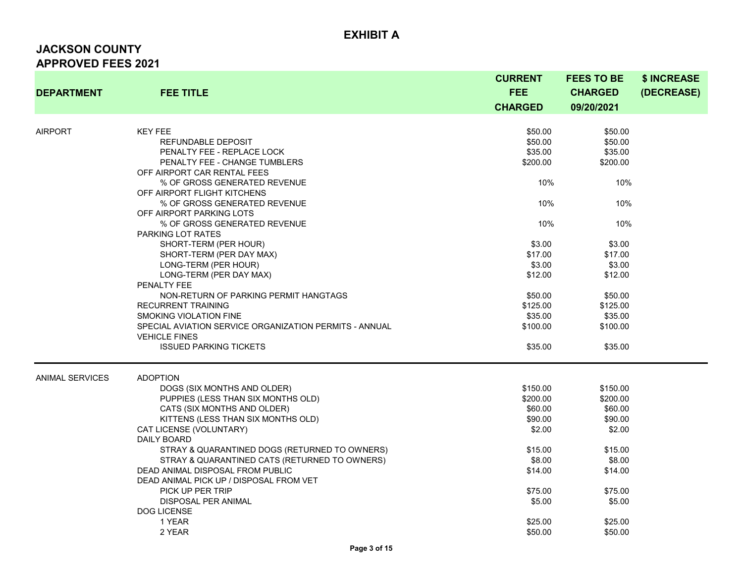# EXHIBIT A

## JACKSON COUNTY
## APPROVED FEES 2021

| DEPARTMENT | FEE TITLE | CURRENT FEE CHARGED | FEES TO BE CHARGED 09/20/2021 | $ INCREASE (DECREASE) |
|---|---|---|---|---|
| AIRPORT | KEY FEE | $50.00 | $50.00 | |
| | REFUNDABLE DEPOSIT | $50.00 | $50.00 | |
| | PENALTY FEE - REPLACE LOCK | $35.00 | $35.00 | |
| | PENALTY FEE - CHANGE TUMBLERS | $200.00 | $200.00 | |
| | OFF AIRPORT CAR RENTAL FEES | | | |
| | % OF GROSS GENERATED REVENUE | 10% | 10% | |
| | OFF AIRPORT FLIGHT KITCHENS | | | |
| | % OF GROSS GENERATED REVENUE | 10% | 10% | |
| | OFF AIRPORT PARKING LOTS | | | |
| | % OF GROSS GENERATED REVENUE | 10% | 10% | |
| | PARKING LOT RATES | | | |
| | SHORT-TERM (PER HOUR) | $3.00 | $3.00 | |
| | SHORT-TERM (PER DAY MAX) | $17.00 | $17.00 | |
| | LONG-TERM (PER HOUR) | $3.00 | $3.00 | |
| | LONG-TERM (PER DAY MAX) | $12.00 | $12.00 | |
| | PENALTY FEE | | | |
| | NON-RETURN OF PARKING PERMIT HANGTAGS | $50.00 | $50.00 | |
| | RECURRENT TRAINING | $125.00 | $125.00 | |
| | SMOKING VIOLATION FINE | $35.00 | $35.00 | |
| | SPECIAL AVIATION SERVICE ORGANIZATION PERMITS - ANNUAL | $100.00 | $100.00 | |
| | VEHICLE FINES | | | |
| | ISSUED PARKING TICKETS | $35.00 | $35.00 | |
| ANIMAL SERVICES | ADOPTION | | | |
| | DOGS (SIX MONTHS AND OLDER) | $150.00 | $150.00 | |
| | PUPPIES (LESS THAN SIX MONTHS OLD) | $200.00 | $200.00 | |
| | CATS (SIX MONTHS AND OLDER) | $60.00 | $60.00 | |
| | KITTENS (LESS THAN SIX MONTHS OLD) | $90.00 | $90.00 | |
| | CAT LICENSE (VOLUNTARY) | $2.00 | $2.00 | |
| | DAILY BOARD | | | |
| | STRAY & QUARANTINED DOGS (RETURNED TO OWNERS) | $15.00 | $15.00 | |
| | STRAY & QUARANTINED CATS (RETURNED TO OWNERS) | $8.00 | $8.00 | |
| | DEAD ANIMAL DISPOSAL FROM PUBLIC | $14.00 | $14.00 | |
| | DEAD ANIMAL PICK UP / DISPOSAL FROM VET | | | |
| | PICK UP PER TRIP | $75.00 | $75.00 | |
| | DISPOSAL PER ANIMAL | $5.00 | $5.00 | |
| | DOG LICENSE | | | |
| | 1 YEAR | $25.00 | $25.00 | |
| | 2 YEAR | $50.00 | $50.00 | |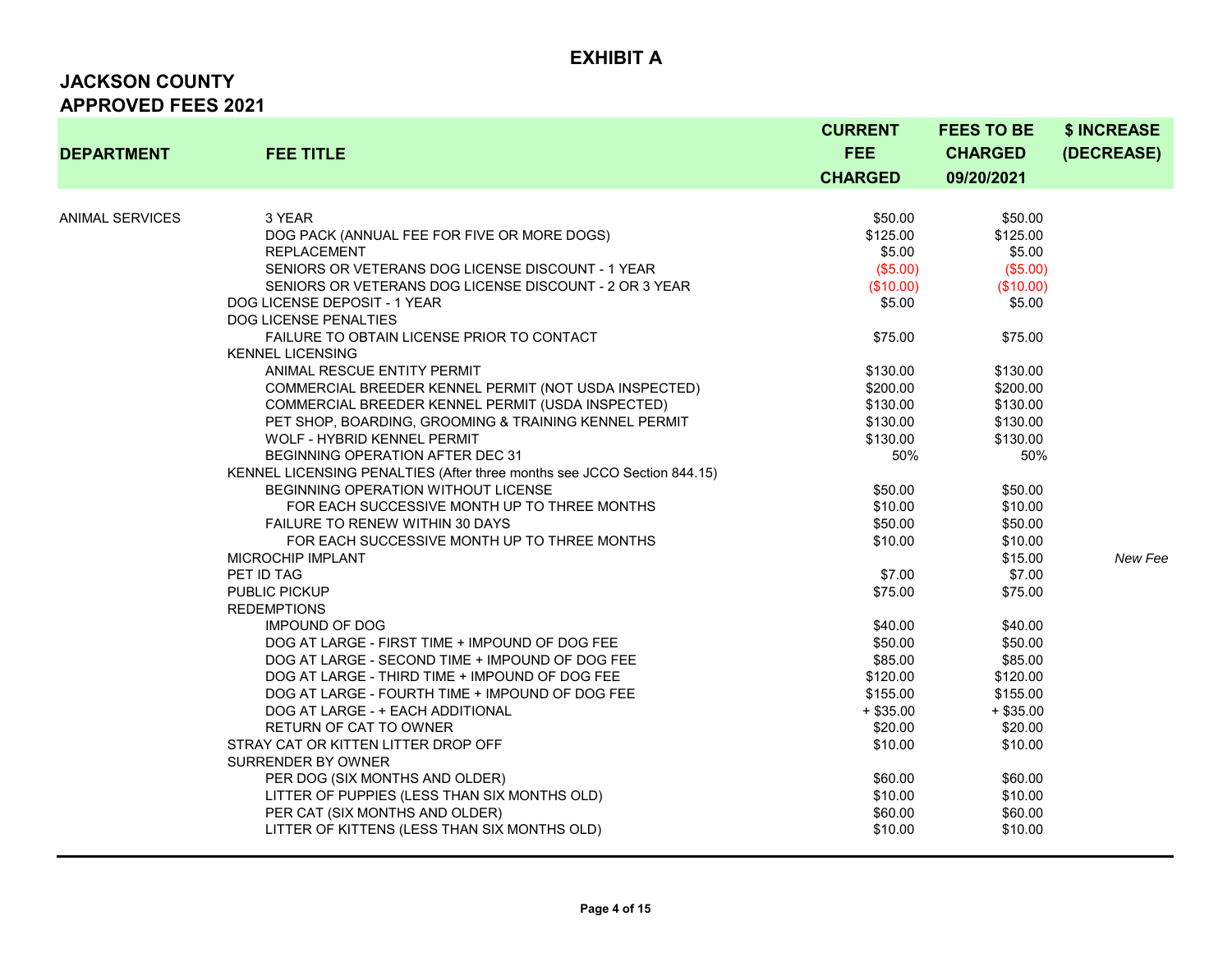## EXHIBIT A

## JACKSON COUNTY
## APPROVED FEES 2021

| DEPARTMENT | FEE TITLE | CURRENT FEE CHARGED | FEES TO BE CHARGED 09/20/2021 | $ INCREASE (DECREASE) |
|---|---|---|---|---|
| ANIMAL SERVICES | 3 YEAR | $50.00 | $50.00 | |
| | DOG PACK (ANNUAL FEE FOR FIVE OR MORE DOGS) | $125.00 | $125.00 | |
| | REPLACEMENT | $5.00 | $5.00 | |
| | SENIORS OR VETERANS DOG LICENSE DISCOUNT - 1 YEAR | ($5.00) | ($5.00) | |
| | SENIORS OR VETERANS DOG LICENSE DISCOUNT - 2 OR 3 YEAR | ($10.00) | ($10.00) | |
| | DOG LICENSE DEPOSIT - 1 YEAR | $5.00 | $5.00 | |
| | DOG LICENSE PENALTIES | | | |
| | FAILURE TO OBTAIN LICENSE PRIOR TO CONTACT | $75.00 | $75.00 | |
| | KENNEL LICENSING | | | |
| | ANIMAL RESCUE ENTITY PERMIT | $130.00 | $130.00 | |
| | COMMERCIAL BREEDER KENNEL PERMIT (NOT USDA INSPECTED) | $200.00 | $200.00 | |
| | COMMERCIAL BREEDER KENNEL PERMIT (USDA INSPECTED) | $130.00 | $130.00 | |
| | PET SHOP, BOARDING, GROOMING & TRAINING KENNEL PERMIT | $130.00 | $130.00 | |
| | WOLF - HYBRID KENNEL PERMIT | $130.00 | $130.00 | |
| | BEGINNING OPERATION AFTER DEC 31 | 50% | 50% | |
| | KENNEL LICENSING PENALTIES (After three months see JCCO Section 844.15) | | | |
| | BEGINNING OPERATION WITHOUT LICENSE | $50.00 | $50.00 | |
| | FOR EACH SUCCESSIVE MONTH UP TO THREE MONTHS | $10.00 | $10.00 | |
| | FAILURE TO RENEW WITHIN 30 DAYS | $50.00 | $50.00 | |
| | FOR EACH SUCCESSIVE MONTH UP TO THREE MONTHS | $10.00 | $10.00 | |
| | MICROCHIP IMPLANT | | $15.00 | *New Fee* |
| | PET ID TAG | $7.00 | $7.00 | |
| | PUBLIC PICKUP | $75.00 | $75.00 | |
| | REDEMPTIONS | | | |
| | IMPOUND OF DOG | $40.00 | $40.00 | |
| | DOG AT LARGE - FIRST TIME + IMPOUND OF DOG FEE | $50.00 | $50.00 | |
| | DOG AT LARGE - SECOND TIME + IMPOUND OF DOG FEE | $85.00 | $85.00 | |
| | DOG AT LARGE - THIRD TIME + IMPOUND OF DOG FEE | $120.00 | $120.00 | |
| | DOG AT LARGE - FOURTH TIME + IMPOUND OF DOG FEE | $155.00 | $155.00 | |
| | DOG AT LARGE - + EACH ADDITIONAL | + $35.00 | + $35.00 | |
| | RETURN OF CAT TO OWNER | $20.00 | $20.00 | |
| | STRAY CAT OR KITTEN LITTER DROP OFF | $10.00 | $10.00 | |
| | SURRENDER BY OWNER | | | |
| | PER DOG (SIX MONTHS AND OLDER) | $60.00 | $60.00 | |
| | LITTER OF PUPPIES (LESS THAN SIX MONTHS OLD) | $10.00 | $10.00 | |
| | PER CAT (SIX MONTHS AND OLDER) | $60.00 | $60.00 | |
| | LITTER OF KITTENS (LESS THAN SIX MONTHS OLD) | $10.00 | $10.00 | |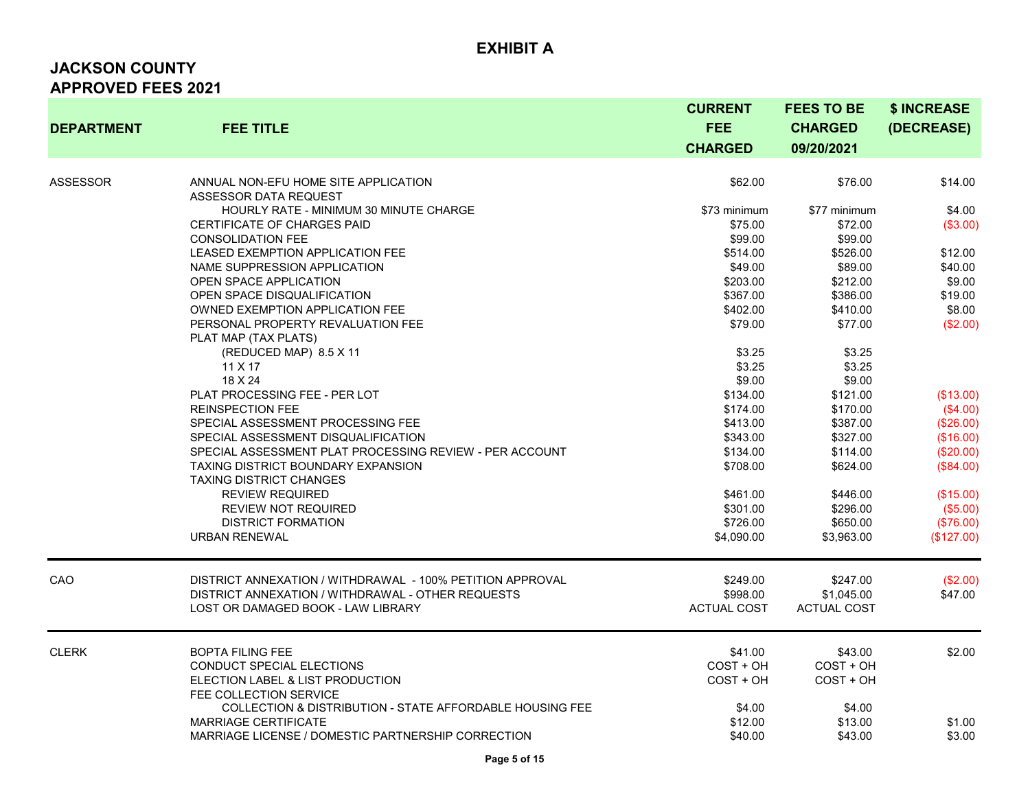# EXHIBIT A

## JACKSON COUNTY
## APPROVED FEES 2021

| DEPARTMENT | FEE TITLE | CURRENT FEE CHARGED | FEES TO BE CHARGED 09/20/2021 | $ INCREASE (DECREASE) |
|---|---|---|---|---|
| ASSESSOR | ANNUAL NON-EFU HOME SITE APPLICATION | $62.00 | $76.00 | $14.00 |
| | ASSESSOR DATA REQUEST | | | |
| | HOURLY RATE - MINIMUM 30 MINUTE CHARGE | $73 minimum | $77 minimum | $4.00 |
| | CERTIFICATE OF CHARGES PAID | $75.00 | $72.00 | ($3.00) |
| | CONSOLIDATION FEE | $99.00 | $99.00 | |
| | LEASED EXEMPTION APPLICATION FEE | $514.00 | $526.00 | $12.00 |
| | NAME SUPPRESSION APPLICATION | $49.00 | $89.00 | $40.00 |
| | OPEN SPACE APPLICATION | $203.00 | $212.00 | $9.00 |
| | OPEN SPACE DISQUALIFICATION | $367.00 | $386.00 | $19.00 |
| | OWNED EXEMPTION APPLICATION FEE | $402.00 | $410.00 | $8.00 |
| | PERSONAL PROPERTY REVALUATION FEE | $79.00 | $77.00 | ($2.00) |
| | PLAT MAP (TAX PLATS) | | | |
| | (REDUCED MAP) 8.5 X 11 | $3.25 | $3.25 | |
| | 11 X 17 | $3.25 | $3.25 | |
| | 18 X 24 | $9.00 | $9.00 | |
| | PLAT PROCESSING FEE - PER LOT | $134.00 | $121.00 | ($13.00) |
| | REINSPECTION FEE | $174.00 | $170.00 | ($4.00) |
| | SPECIAL ASSESSMENT PROCESSING FEE | $413.00 | $387.00 | ($26.00) |
| | SPECIAL ASSESSMENT DISQUALIFICATION | $343.00 | $327.00 | ($16.00) |
| | SPECIAL ASSESSMENT PLAT PROCESSING REVIEW - PER ACCOUNT | $134.00 | $114.00 | ($20.00) |
| | TAXING DISTRICT BOUNDARY EXPANSION | $708.00 | $624.00 | ($84.00) |
| | TAXING DISTRICT CHANGES | | | |
| | REVIEW REQUIRED | $461.00 | $446.00 | ($15.00) |
| | REVIEW NOT REQUIRED | $301.00 | $296.00 | ($5.00) |
| | DISTRICT FORMATION | $726.00 | $650.00 | ($76.00) |
| | URBAN RENEWAL | $4,090.00 | $3,963.00 | ($127.00) |
| CAO | DISTRICT ANNEXATION / WITHDRAWAL - 100% PETITION APPROVAL | $249.00 | $247.00 | ($2.00) |
| | DISTRICT ANNEXATION / WITHDRAWAL - OTHER REQUESTS | $998.00 | $1,045.00 | $47.00 |
| | LOST OR DAMAGED BOOK - LAW LIBRARY | ACTUAL COST | ACTUAL COST | |
| CLERK | BOPTA FILING FEE | $41.00 | $43.00 | $2.00 |
| | CONDUCT SPECIAL ELECTIONS | COST + OH | COST + OH | |
| | ELECTION LABEL & LIST PRODUCTION | COST + OH | COST + OH | |
| | FEE COLLECTION SERVICE | | | |
| | COLLECTION & DISTRIBUTION - STATE AFFORDABLE HOUSING FEE | $4.00 | $4.00 | |
| | MARRIAGE CERTIFICATE | $12.00 | $13.00 | $1.00 |
| | MARRIAGE LICENSE / DOMESTIC PARTNERSHIP CORRECTION | $40.00 | $43.00 | $3.00 |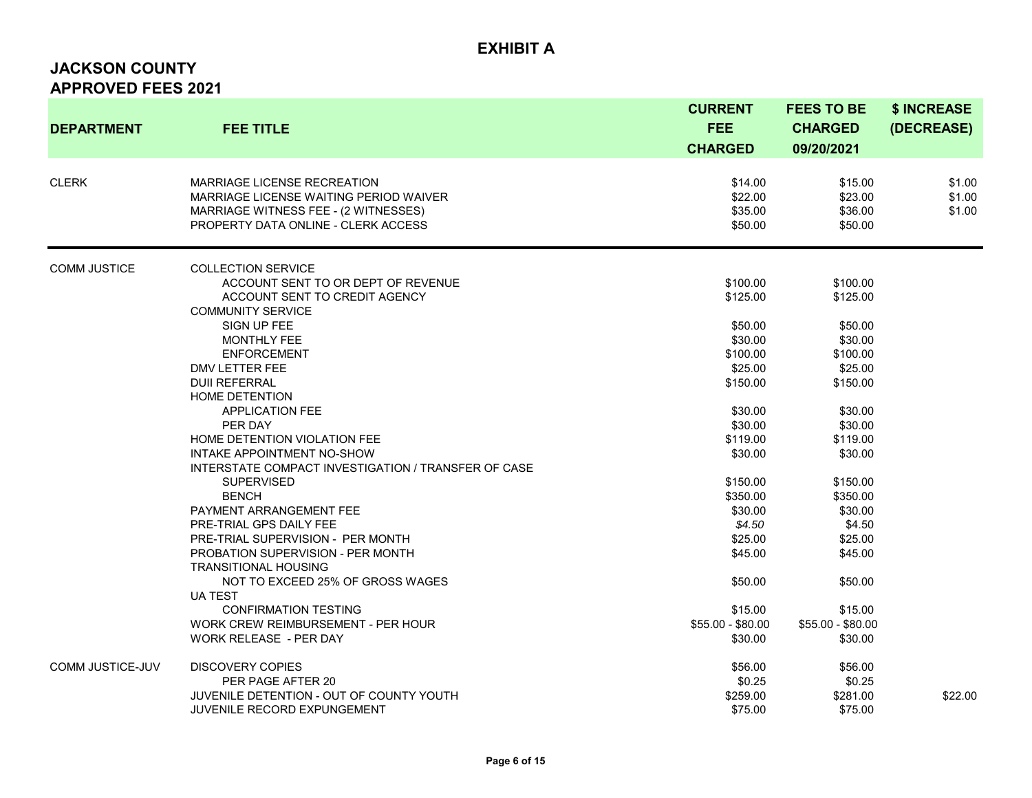## EXHIBIT A

# JACKSON COUNTY
## APPROVED FEES 2021

| DEPARTMENT | FEE TITLE | CURRENT FEE CHARGED | FEES TO BE CHARGED 09/20/2021 | $ INCREASE (DECREASE) |
|---|---|---|---|---|
| CLERK | MARRIAGE LICENSE RECREATION | $14.00 | $15.00 | $1.00 |
| | MARRIAGE LICENSE WAITING PERIOD WAIVER | $22.00 | $23.00 | $1.00 |
| | MARRIAGE WITNESS FEE - (2 WITNESSES) | $35.00 | $36.00 | $1.00 |
| | PROPERTY DATA ONLINE - CLERK ACCESS | $50.00 | $50.00 | |
| COMM JUSTICE | COLLECTION SERVICE | | | |
| | ACCOUNT SENT TO OR DEPT OF REVENUE | $100.00 | $100.00 | |
| | ACCOUNT SENT TO CREDIT AGENCY | $125.00 | $125.00 | |
| | COMMUNITY SERVICE | | | |
| | SIGN UP FEE | $50.00 | $50.00 | |
| | MONTHLY FEE | $30.00 | $30.00 | |
| | ENFORCEMENT | $100.00 | $100.00 | |
| | DMV LETTER FEE | $25.00 | $25.00 | |
| | DUII REFERRAL | $150.00 | $150.00 | |
| | HOME DETENTION | | | |
| | APPLICATION FEE | $30.00 | $30.00 | |
| | PER DAY | $30.00 | $30.00 | |
| | HOME DETENTION VIOLATION FEE | $119.00 | $119.00 | |
| | INTAKE APPOINTMENT NO-SHOW | $30.00 | $30.00 | |
| | INTERSTATE COMPACT INVESTIGATION / TRANSFER OF CASE | | | |
| | SUPERVISED | $150.00 | $150.00 | |
| | BENCH | $350.00 | $350.00 | |
| | PAYMENT ARRANGEMENT FEE | $30.00 | $30.00 | |
| | PRE-TRIAL GPS DAILY FEE | *$4.50* | $4.50 | |
| | PRE-TRIAL SUPERVISION - PER MONTH | $25.00 | $25.00 | |
| | PROBATION SUPERVISION - PER MONTH | $45.00 | $45.00 | |
| | TRANSITIONAL HOUSING | | | |
| | NOT TO EXCEED 25% OF GROSS WAGES | $50.00 | $50.00 | |
| | UA TEST | | | |
| | CONFIRMATION TESTING | $15.00 | $15.00 | |
| | WORK CREW REIMBURSEMENT - PER HOUR | $55.00 - $80.00 | $55.00 - $80.00 | |
| | WORK RELEASE - PER DAY | $30.00 | $30.00 | |
| COMM JUSTICE-JUV | DISCOVERY COPIES | $56.00 | $56.00 | |
| | PER PAGE AFTER 20 | $0.25 | $0.25 | |
| | JUVENILE DETENTION - OUT OF COUNTY YOUTH | $259.00 | $281.00 | $22.00 |
| | JUVENILE RECORD EXPUNGEMENT | $75.00 | $75.00 | |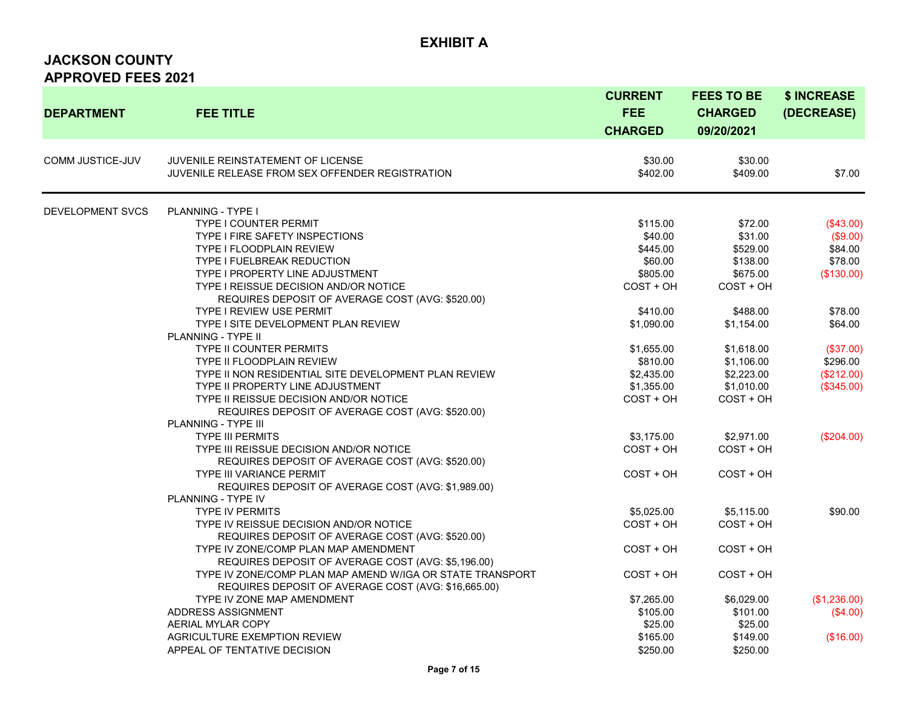## EXHIBIT A

# JACKSON COUNTY
## APPROVED FEES 2021

| DEPARTMENT | FEE TITLE | CURRENT FEE CHARGED | FEES TO BE CHARGED 09/20/2021 | $ INCREASE (DECREASE) |
|---|---|---|---|---|
| COMM JUSTICE-JUV | JUVENILE REINSTATEMENT OF LICENSE | $30.00 | $30.00 | |
| | JUVENILE RELEASE FROM SEX OFFENDER REGISTRATION | $402.00 | $409.00 | $7.00 |
| DEVELOPMENT SVCS | PLANNING - TYPE I | | | |
| | TYPE I COUNTER PERMIT | $115.00 | $72.00 | ($43.00) |
| | TYPE I FIRE SAFETY INSPECTIONS | $40.00 | $31.00 | ($9.00) |
| | TYPE I FLOODPLAIN REVIEW | $445.00 | $529.00 | $84.00 |
| | TYPE I FUELBREAK REDUCTION | $60.00 | $138.00 | $78.00 |
| | TYPE I PROPERTY LINE ADJUSTMENT | $805.00 | $675.00 | ($130.00) |
| | TYPE I REISSUE DECISION AND/OR NOTICE | COST + OH | COST + OH | |
| | REQUIRES DEPOSIT OF AVERAGE COST (AVG: $520.00) | | | |
| | TYPE I REVIEW USE PERMIT | $410.00 | $488.00 | $78.00 |
| | TYPE I SITE DEVELOPMENT PLAN REVIEW | $1,090.00 | $1,154.00 | $64.00 |
| | PLANNING - TYPE II | | | |
| | TYPE II COUNTER PERMITS | $1,655.00 | $1,618.00 | ($37.00) |
| | TYPE II FLOODPLAIN REVIEW | $810.00 | $1,106.00 | $296.00 |
| | TYPE II NON RESIDENTIAL SITE DEVELOPMENT PLAN REVIEW | $2,435.00 | $2,223.00 | ($212.00) |
| | TYPE II PROPERTY LINE ADJUSTMENT | $1,355.00 | $1,010.00 | ($345.00) |
| | TYPE II REISSUE DECISION AND/OR NOTICE | COST + OH | COST + OH | |
| | REQUIRES DEPOSIT OF AVERAGE COST (AVG: $520.00) | | | |
| | PLANNING - TYPE III | | | |
| | TYPE III PERMITS | $3,175.00 | $2,971.00 | ($204.00) |
| | TYPE III REISSUE DECISION AND/OR NOTICE | COST + OH | COST + OH | |
| | REQUIRES DEPOSIT OF AVERAGE COST (AVG: $520.00) | | | |
| | TYPE III VARIANCE PERMIT | COST + OH | COST + OH | |
| | REQUIRES DEPOSIT OF AVERAGE COST (AVG: $1,989.00) | | | |
| | PLANNING - TYPE IV | | | |
| | TYPE IV PERMITS | $5,025.00 | $5,115.00 | $90.00 |
| | TYPE IV REISSUE DECISION AND/OR NOTICE | COST + OH | COST + OH | |
| | REQUIRES DEPOSIT OF AVERAGE COST (AVG: $520.00) | | | |
| | TYPE IV ZONE/COMP PLAN MAP AMENDMENT | COST + OH | COST + OH | |
| | REQUIRES DEPOSIT OF AVERAGE COST (AVG: $5,196.00) | | | |
| | TYPE IV ZONE/COMP PLAN MAP AMEND W/IGA OR STATE TRANSPORT | COST + OH | COST + OH | |
| | REQUIRES DEPOSIT OF AVERAGE COST (AVG: $16,665.00) | | | |
| | TYPE IV ZONE MAP AMENDMENT | $7,265.00 | $6,029.00 | ($1,236.00) |
| | ADDRESS ASSIGNMENT | $105.00 | $101.00 | ($4.00) |
| | AERIAL MYLAR COPY | $25.00 | $25.00 | |
| | AGRICULTURE EXEMPTION REVIEW | $165.00 | $149.00 | ($16.00) |
| | APPEAL OF TENTATIVE DECISION | $250.00 | $250.00 | |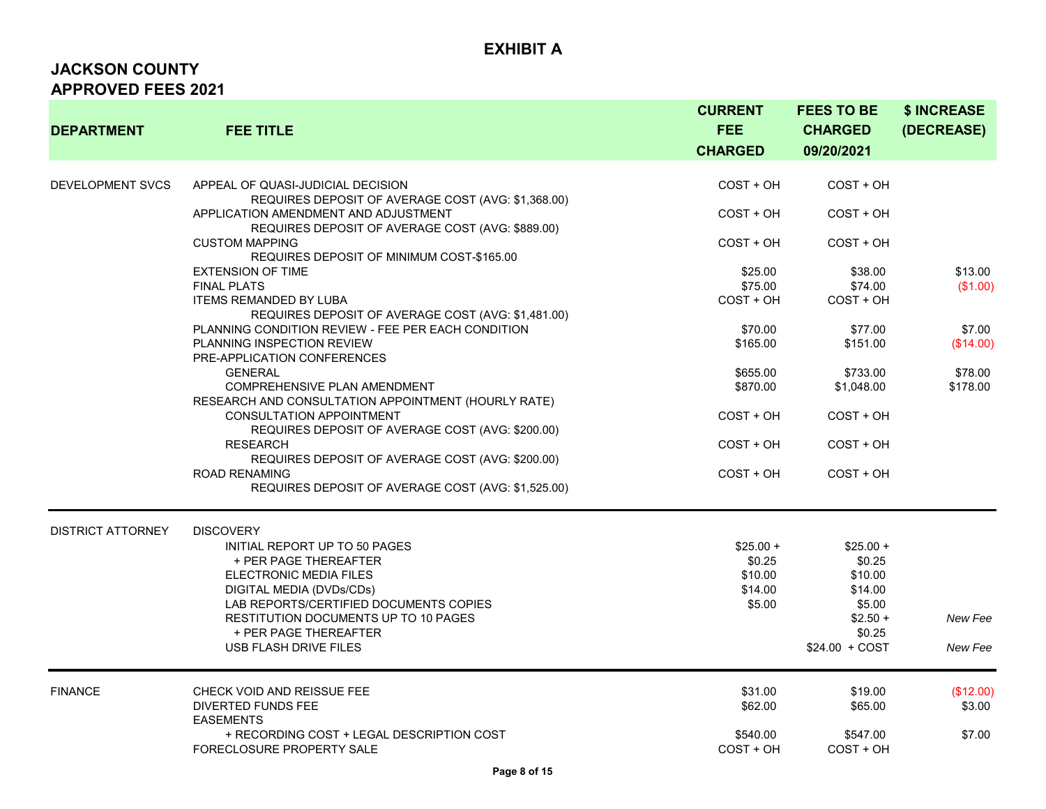# EXHIBIT A

## JACKSON COUNTY
## APPROVED FEES 2021

| DEPARTMENT | FEE TITLE | CURRENT FEE CHARGED | FEES TO BE CHARGED 09/20/2021 | $ INCREASE (DECREASE) |
|---|---|---|---|---|
| DEVELOPMENT SVCS | APPEAL OF QUASI-JUDICIAL DECISION | COST + OH | COST + OH | |
| | REQUIRES DEPOSIT OF AVERAGE COST (AVG: $1,368.00) | | | |
| | APPLICATION AMENDMENT AND ADJUSTMENT | COST + OH | COST + OH | |
| | REQUIRES DEPOSIT OF AVERAGE COST (AVG: $889.00) | | | |
| | CUSTOM MAPPING | COST + OH | COST + OH | |
| | REQUIRES DEPOSIT OF MINIMUM COST-$165.00 | | | |
| | EXTENSION OF TIME | $25.00 | $38.00 | $13.00 |
| | FINAL PLATS | $75.00 | $74.00 | ($1.00) |
| | ITEMS REMANDED BY LUBA | COST + OH | COST + OH | |
| | REQUIRES DEPOSIT OF AVERAGE COST (AVG: $1,481.00) | | | |
| | PLANNING CONDITION REVIEW - FEE PER EACH CONDITION | $70.00 | $77.00 | $7.00 |
| | PLANNING INSPECTION REVIEW | $165.00 | $151.00 | ($14.00) |
| | PRE-APPLICATION CONFERENCES | | | |
| | GENERAL | $655.00 | $733.00 | $78.00 |
| | COMPREHENSIVE PLAN AMENDMENT | $870.00 | $1,048.00 | $178.00 |
| | RESEARCH AND CONSULTATION APPOINTMENT (HOURLY RATE) | | | |
| | CONSULTATION APPOINTMENT | COST + OH | COST + OH | |
| | REQUIRES DEPOSIT OF AVERAGE COST (AVG: $200.00) | | | |
| | RESEARCH | COST + OH | COST + OH | |
| | REQUIRES DEPOSIT OF AVERAGE COST (AVG: $200.00) | | | |
| | ROAD RENAMING | COST + OH | COST + OH | |
| | REQUIRES DEPOSIT OF AVERAGE COST (AVG: $1,525.00) | | | |
| DISTRICT ATTORNEY | DISCOVERY | | | |
| | INITIAL REPORT UP TO 50 PAGES | $25.00 + | $25.00 + | |
| | + PER PAGE THEREAFTER | $0.25 | $0.25 | |
| | ELECTRONIC MEDIA FILES | $10.00 | $10.00 | |
| | DIGITAL MEDIA (DVDs/CDs) | $14.00 | $14.00 | |
| | LAB REPORTS/CERTIFIED DOCUMENTS COPIES | $5.00 | $5.00 | |
| | RESTITUTION DOCUMENTS UP TO 10 PAGES | | $2.50 + | *New Fee* |
| | + PER PAGE THEREAFTER | | $0.25 | |
| | USB FLASH DRIVE FILES | | $24.00 + COST | *New Fee* |
| FINANCE | CHECK VOID AND REISSUE FEE | $31.00 | $19.00 | ($12.00) |
| | DIVERTED FUNDS FEE | $62.00 | $65.00 | $3.00 |
| | EASEMENTS | | | |
| | + RECORDING COST + LEGAL DESCRIPTION COST | $540.00 | $547.00 | $7.00 |
| | FORECLOSURE PROPERTY SALE | COST + OH | COST + OH | |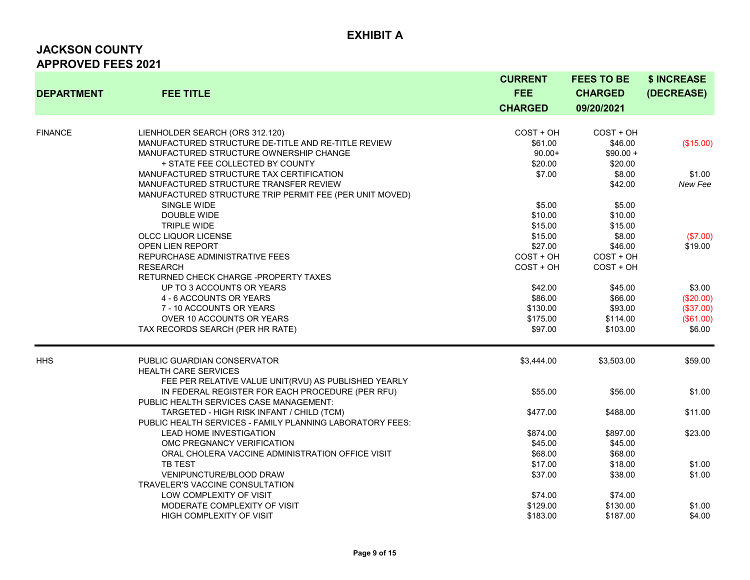## EXHIBIT A

# JACKSON COUNTY
## APPROVED FEES 2021

| DEPARTMENT | FEE TITLE | CURRENT FEE CHARGED | FEES TO BE CHARGED 09/20/2021 | $ INCREASE (DECREASE) |
|---|---|---|---|---|
| FINANCE | LIENHOLDER SEARCH (ORS 312.120) | COST + OH | COST + OH | |
| | MANUFACTURED STRUCTURE DE-TITLE AND RE-TITLE REVIEW | $61.00 | $46.00 | ($15.00) |
| | MANUFACTURED STRUCTURE OWNERSHIP CHANGE | 90.00+ | $90.00 + | |
| | + STATE FEE COLLECTED BY COUNTY | $20.00 | $20.00 | |
| | MANUFACTURED STRUCTURE TAX CERTIFICATION | $7.00 | $8.00 | $1.00 |
| | MANUFACTURED STRUCTURE TRANSFER REVIEW | | $42.00 | *New Fee* |
| | MANUFACTURED STRUCTURE TRIP PERMIT FEE (PER UNIT MOVED) | | | |
| | SINGLE WIDE | $5.00 | $5.00 | |
| | DOUBLE WIDE | $10.00 | $10.00 | |
| | TRIPLE WIDE | $15.00 | $15.00 | |
| | OLCC LIQUOR LICENSE | $15.00 | $8.00 | ($7.00) |
| | OPEN LIEN REPORT | $27.00 | $46.00 | $19.00 |
| | REPURCHASE ADMINISTRATIVE FEES | COST + OH | COST + OH | |
| | RESEARCH | COST + OH | COST + OH | |
| | RETURNED CHECK CHARGE -PROPERTY TAXES | | | |
| | UP TO 3 ACCOUNTS OR YEARS | $42.00 | $45.00 | $3.00 |
| | 4 - 6 ACCOUNTS OR YEARS | $86.00 | $66.00 | ($20.00) |
| | 7 - 10 ACCOUNTS OR YEARS | $130.00 | $93.00 | ($37.00) |
| | OVER 10 ACCOUNTS OR YEARS | $175.00 | $114.00 | ($61.00) |
| | TAX RECORDS SEARCH (PER HR RATE) | $97.00 | $103.00 | $6.00 |
| HHS | PUBLIC GUARDIAN CONSERVATOR | $3,444.00 | $3,503.00 | $59.00 |
| | HEALTH CARE SERVICES | | | |
| | FEE PER RELATIVE VALUE UNIT(RVU) AS PUBLISHED YEARLY IN FEDERAL REGISTER FOR EACH PROCEDURE (PER RFU) | $55.00 | $56.00 | $1.00 |
| | PUBLIC HEALTH SERVICES CASE MANAGEMENT: | | | |
| | TARGETED - HIGH RISK INFANT / CHILD (TCM) | $477.00 | $488.00 | $11.00 |
| | PUBLIC HEALTH SERVICES - FAMILY PLANNING LABORATORY FEES: | | | |
| | LEAD HOME INVESTIGATION | $874.00 | $897.00 | $23.00 |
| | OMC PREGNANCY VERIFICATION | $45.00 | $45.00 | |
| | ORAL CHOLERA VACCINE ADMINISTRATION OFFICE VISIT | $68.00 | $68.00 | |
| | TB TEST | $17.00 | $18.00 | $1.00 |
| | VENIPUNCTURE/BLOOD DRAW | $37.00 | $38.00 | $1.00 |
| | TRAVELER'S VACCINE CONSULTATION | | | |
| | LOW COMPLEXITY OF VISIT | $74.00 | $74.00 | |
| | MODERATE COMPLEXITY OF VISIT | $129.00 | $130.00 | $1.00 |
| | HIGH COMPLEXITY OF VISIT | $183.00 | $187.00 | $4.00 |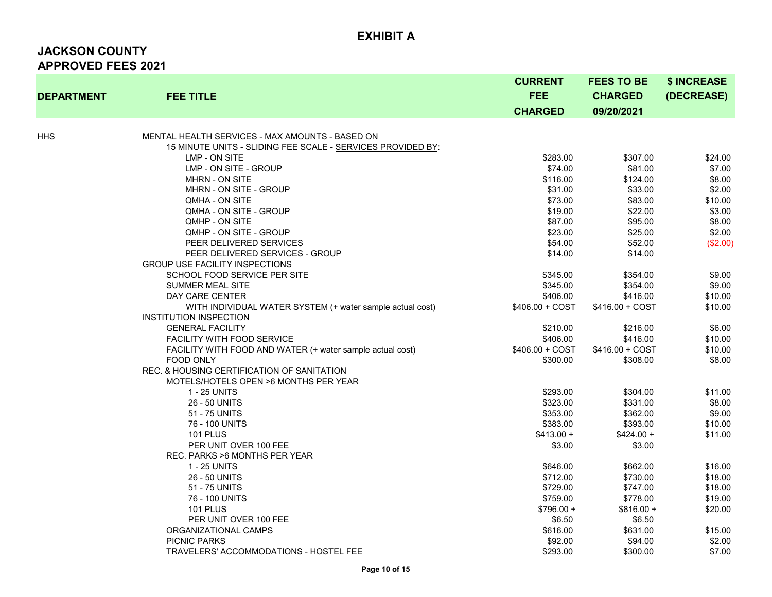**EXHIBIT A**

**JACKSON COUNTY**
**APPROVED FEES 2021**

| DEPARTMENT | FEE TITLE | CURRENT FEE CHARGED | FEES TO BE CHARGED 09/20/2021 | $ INCREASE (DECREASE) |
|---|---|---|---|---|
| HHS | MENTAL HEALTH SERVICES - MAX AMOUNTS - BASED ON | | | |
| | 15 MINUTE UNITS - SLIDING FEE SCALE - SERVICES PROVIDED BY: | | | |
| | LMP - ON SITE | $283.00 | $307.00 | $24.00 |
| | LMP - ON SITE - GROUP | $74.00 | $81.00 | $7.00 |
| | MHRN - ON SITE | $116.00 | $124.00 | $8.00 |
| | MHRN - ON SITE - GROUP | $31.00 | $33.00 | $2.00 |
| | QMHA - ON SITE | $73.00 | $83.00 | $10.00 |
| | QMHA - ON SITE - GROUP | $19.00 | $22.00 | $3.00 |
| | QMHP - ON SITE | $87.00 | $95.00 | $8.00 |
| | QMHP - ON SITE - GROUP | $23.00 | $25.00 | $2.00 |
| | PEER DELIVERED SERVICES | $54.00 | $52.00 | ($2.00) |
| | PEER DELIVERED SERVICES - GROUP | $14.00 | $14.00 | |
| | GROUP USE FACILITY INSPECTIONS | | | |
| | SCHOOL FOOD SERVICE PER SITE | $345.00 | $354.00 | $9.00 |
| | SUMMER MEAL SITE | $345.00 | $354.00 | $9.00 |
| | DAY CARE CENTER | $406.00 | $416.00 | $10.00 |
| | WITH INDIVIDUAL WATER SYSTEM (+ water sample actual cost) | $406.00 + COST | $416.00 + COST | $10.00 |
| | INSTITUTION INSPECTION | | | |
| | GENERAL FACILITY | $210.00 | $216.00 | $6.00 |
| | FACILITY WITH FOOD SERVICE | $406.00 | $416.00 | $10.00 |
| | FACILITY WITH FOOD AND WATER (+ water sample actual cost) | $406.00 + COST | $416.00 + COST | $10.00 |
| | FOOD ONLY | $300.00 | $308.00 | $8.00 |
| | REC. & HOUSING CERTIFICATION OF SANITATION | | | |
| | MOTELS/HOTELS OPEN >6 MONTHS PER YEAR | | | |
| | 1 - 25 UNITS | $293.00 | $304.00 | $11.00 |
| | 26 - 50 UNITS | $323.00 | $331.00 | $8.00 |
| | 51 - 75 UNITS | $353.00 | $362.00 | $9.00 |
| | 76 - 100 UNITS | $383.00 | $393.00 | $10.00 |
| | 101 PLUS | $413.00 + | $424.00 + | $11.00 |
| | PER UNIT OVER 100 FEE | $3.00 | $3.00 | |
| | REC. PARKS >6 MONTHS PER YEAR | | | |
| | 1 - 25 UNITS | $646.00 | $662.00 | $16.00 |
| | 26 - 50 UNITS | $712.00 | $730.00 | $18.00 |
| | 51 - 75 UNITS | $729.00 | $747.00 | $18.00 |
| | 76 - 100 UNITS | $759.00 | $778.00 | $19.00 |
| | 101 PLUS | $796.00 + | $816.00 + | $20.00 |
| | PER UNIT OVER 100 FEE | $6.50 | $6.50 | |
| | ORGANIZATIONAL CAMPS | $616.00 | $631.00 | $15.00 |
| | PICNIC PARKS | $92.00 | $94.00 | $2.00 |
| | TRAVELERS' ACCOMMODATIONS - HOSTEL FEE | $293.00 | $300.00 | $7.00 |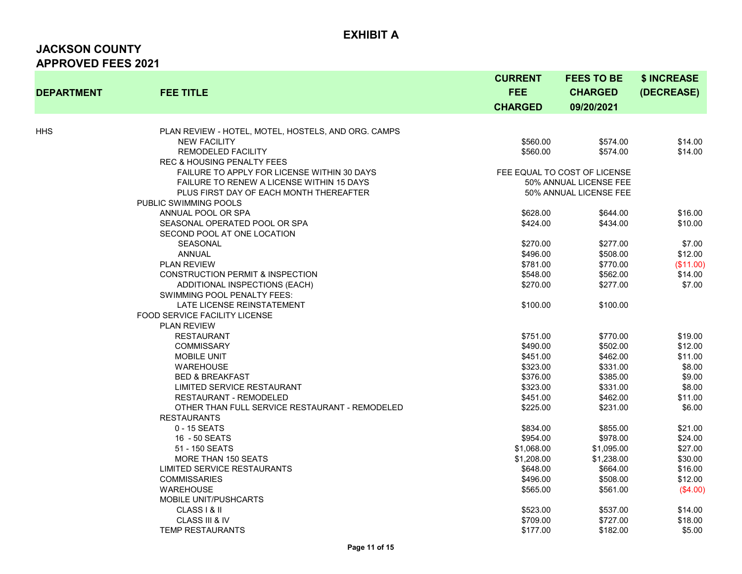## EXHIBIT A

# JACKSON COUNTY
## APPROVED FEES 2021

| DEPARTMENT | FEE TITLE | CURRENT FEE CHARGED | FEES TO BE CHARGED 09/20/2021 | $ INCREASE (DECREASE) |
|---|---|---|---|---|
| HHS | PLAN REVIEW - HOTEL, MOTEL, HOSTELS, AND ORG. CAMPS | | | |
| | NEW FACILITY | $560.00 | $574.00 | $14.00 |
| | REMODELED FACILITY | $560.00 | $574.00 | $14.00 |
| | REC & HOUSING PENALTY FEES | | | |
| | FAILURE TO APPLY FOR LICENSE WITHIN 30 DAYS | FEE EQUAL TO COST OF LICENSE | | |
| | FAILURE TO RENEW A LICENSE WITHIN 15 DAYS | | 50% ANNUAL LICENSE FEE | |
| | PLUS FIRST DAY OF EACH MONTH THEREAFTER | | 50% ANNUAL LICENSE FEE | |
| | PUBLIC SWIMMING POOLS | | | |
| | ANNUAL POOL OR SPA | $628.00 | $644.00 | $16.00 |
| | SEASONAL OPERATED POOL OR SPA | $424.00 | $434.00 | $10.00 |
| | SECOND POOL AT ONE LOCATION | | | |
| | SEASONAL | $270.00 | $277.00 | $7.00 |
| | ANNUAL | $496.00 | $508.00 | $12.00 |
| | PLAN REVIEW | $781.00 | $770.00 | ($11.00) |
| | CONSTRUCTION PERMIT & INSPECTION | $548.00 | $562.00 | $14.00 |
| | ADDITIONAL INSPECTIONS (EACH) | $270.00 | $277.00 | $7.00 |
| | SWIMMING POOL PENALTY FEES: | | | |
| | LATE LICENSE REINSTATEMENT | $100.00 | $100.00 | |
| | FOOD SERVICE FACILITY LICENSE | | | |
| | PLAN REVIEW | | | |
| | RESTAURANT | $751.00 | $770.00 | $19.00 |
| | COMMISSARY | $490.00 | $502.00 | $12.00 |
| | MOBILE UNIT | $451.00 | $462.00 | $11.00 |
| | WAREHOUSE | $323.00 | $331.00 | $8.00 |
| | BED & BREAKFAST | $376.00 | $385.00 | $9.00 |
| | LIMITED SERVICE RESTAURANT | $323.00 | $331.00 | $8.00 |
| | RESTAURANT - REMODELED | $451.00 | $462.00 | $11.00 |
| | OTHER THAN FULL SERVICE RESTAURANT - REMODELED | $225.00 | $231.00 | $6.00 |
| | RESTAURANTS | | | |
| | 0 - 15 SEATS | $834.00 | $855.00 | $21.00 |
| | 16 - 50 SEATS | $954.00 | $978.00 | $24.00 |
| | 51 - 150 SEATS | $1,068.00 | $1,095.00 | $27.00 |
| | MORE THAN 150 SEATS | $1,208.00 | $1,238.00 | $30.00 |
| | LIMITED SERVICE RESTAURANTS | $648.00 | $664.00 | $16.00 |
| | COMMISSARIES | $496.00 | $508.00 | $12.00 |
| | WAREHOUSE | $565.00 | $561.00 | ($4.00) |
| | MOBILE UNIT/PUSHCARTS | | | |
| | CLASS I & II | $523.00 | $537.00 | $14.00 |
| | CLASS III & IV | $709.00 | $727.00 | $18.00 |
| | TEMP RESTAURANTS | $177.00 | $182.00 | $5.00 |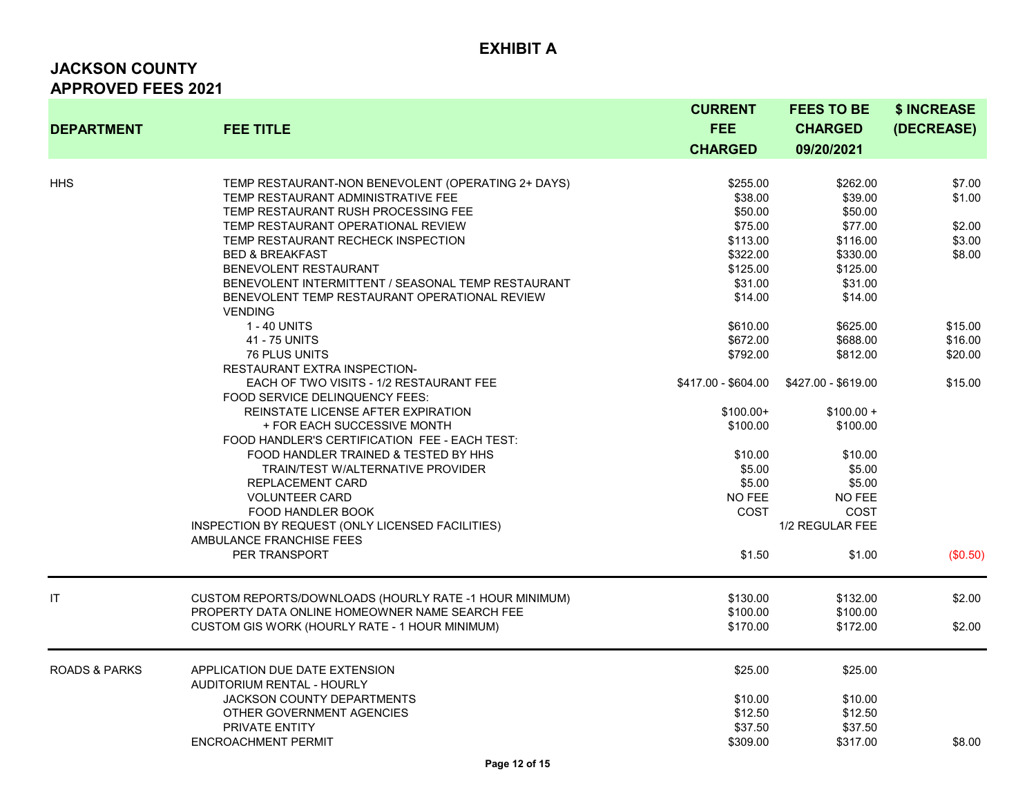**EXHIBIT A**

## JACKSON COUNTY
## APPROVED FEES 2021

| DEPARTMENT | FEE TITLE | CURRENT FEE CHARGED | FEES TO BE CHARGED 09/20/2021 | $ INCREASE (DECREASE) |
|---|---|---|---|---|
| HHS | TEMP RESTAURANT-NON BENEVOLENT (OPERATING 2+ DAYS) | $255.00 | $262.00 | $7.00 |
| | TEMP RESTAURANT ADMINISTRATIVE FEE | $38.00 | $39.00 | $1.00 |
| | TEMP RESTAURANT RUSH PROCESSING FEE | $50.00 | $50.00 | |
| | TEMP RESTAURANT OPERATIONAL REVIEW | $75.00 | $77.00 | $2.00 |
| | TEMP RESTAURANT RECHECK INSPECTION | $113.00 | $116.00 | $3.00 |
| | BED & BREAKFAST | $322.00 | $330.00 | $8.00 |
| | BENEVOLENT RESTAURANT | $125.00 | $125.00 | |
| | BENEVOLENT INTERMITTENT / SEASONAL TEMP RESTAURANT | $31.00 | $31.00 | |
| | BENEVOLENT TEMP RESTAURANT OPERATIONAL REVIEW | $14.00 | $14.00 | |
| | VENDING | | | |
| | 1 - 40 UNITS | $610.00 | $625.00 | $15.00 |
| | 41 - 75 UNITS | $672.00 | $688.00 | $16.00 |
| | 76 PLUS UNITS | $792.00 | $812.00 | $20.00 |
| | RESTAURANT EXTRA INSPECTION- | | | |
| | EACH OF TWO VISITS - 1/2 RESTAURANT FEE | $417.00 - $604.00 | $427.00 - $619.00 | $15.00 |
| | FOOD SERVICE DELINQUENCY FEES: | | | |
| | REINSTATE LICENSE AFTER EXPIRATION | $100.00+ | $100.00 + | |
| | + FOR EACH SUCCESSIVE MONTH | $100.00 | $100.00 | |
| | FOOD HANDLER'S CERTIFICATION FEE - EACH TEST: | | | |
| | FOOD HANDLER TRAINED & TESTED BY HHS | $10.00 | $10.00 | |
| | TRAIN/TEST W/ALTERNATIVE PROVIDER | $5.00 | $5.00 | |
| | REPLACEMENT CARD | $5.00 | $5.00 | |
| | VOLUNTEER CARD | NO FEE | NO FEE | |
| | FOOD HANDLER BOOK | COST | COST | |
| | INSPECTION BY REQUEST (ONLY LICENSED FACILITIES) | | 1/2 REGULAR FEE | |
| | AMBULANCE FRANCHISE FEES | | | |
| | PER TRANSPORT | $1.50 | $1.00 | ($0.50) |
| IT | CUSTOM REPORTS/DOWNLOADS (HOURLY RATE -1 HOUR MINIMUM) | $130.00 | $132.00 | $2.00 |
| | PROPERTY DATA ONLINE HOMEOWNER NAME SEARCH FEE | $100.00 | $100.00 | |
| | CUSTOM GIS WORK (HOURLY RATE - 1 HOUR MINIMUM) | $170.00 | $172.00 | $2.00 |
| ROADS & PARKS | APPLICATION DUE DATE EXTENSION | $25.00 | $25.00 | |
| | AUDITORIUM RENTAL - HOURLY | | | |
| | JACKSON COUNTY DEPARTMENTS | $10.00 | $10.00 | |
| | OTHER GOVERNMENT AGENCIES | $12.50 | $12.50 | |
| | PRIVATE ENTITY | $37.50 | $37.50 | |
| | ENCROACHMENT PERMIT | $309.00 | $317.00 | $8.00 |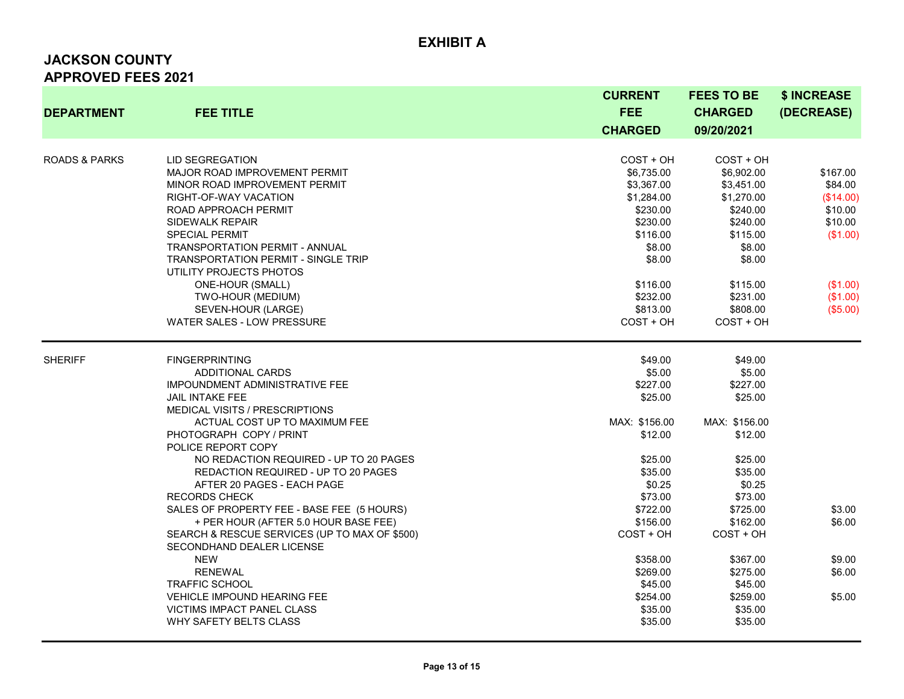# EXHIBIT A

## JACKSON COUNTY
## APPROVED FEES 2021

| DEPARTMENT | FEE TITLE | CURRENT FEE CHARGED | FEES TO BE CHARGED 09/20/2021 | $ INCREASE (DECREASE) |
|---|---|---|---|---|
| ROADS & PARKS | LID SEGREGATION | COST + OH | COST + OH | |
| | MAJOR ROAD IMPROVEMENT PERMIT | $6,735.00 | $6,902.00 | $167.00 |
| | MINOR ROAD IMPROVEMENT PERMIT | $3,367.00 | $3,451.00 | $84.00 |
| | RIGHT-OF-WAY VACATION | $1,284.00 | $1,270.00 | ($14.00) |
| | ROAD APPROACH PERMIT | $230.00 | $240.00 | $10.00 |
| | SIDEWALK REPAIR | $230.00 | $240.00 | $10.00 |
| | SPECIAL PERMIT | $116.00 | $115.00 | ($1.00) |
| | TRANSPORTATION PERMIT - ANNUAL | $8.00 | $8.00 | |
| | TRANSPORTATION PERMIT - SINGLE TRIP | $8.00 | $8.00 | |
| | UTILITY PROJECTS PHOTOS | | | |
| | ONE-HOUR (SMALL) | $116.00 | $115.00 | ($1.00) |
| | TWO-HOUR (MEDIUM) | $232.00 | $231.00 | ($1.00) |
| | SEVEN-HOUR (LARGE) | $813.00 | $808.00 | ($5.00) |
| | WATER SALES - LOW PRESSURE | COST + OH | COST + OH | |
| SHERIFF | FINGERPRINTING | $49.00 | $49.00 | |
| | ADDITIONAL CARDS | $5.00 | $5.00 | |
| | IMPOUNDMENT ADMINISTRATIVE FEE | $227.00 | $227.00 | |
| | JAIL INTAKE FEE | $25.00 | $25.00 | |
| | MEDICAL VISITS / PRESCRIPTIONS | | | |
| | ACTUAL COST UP TO MAXIMUM FEE | MAX: $156.00 | MAX: $156.00 | |
| | PHOTOGRAPH COPY / PRINT | $12.00 | $12.00 | |
| | POLICE REPORT COPY | | | |
| | NO REDACTION REQUIRED - UP TO 20 PAGES | $25.00 | $25.00 | |
| | REDACTION REQUIRED - UP TO 20 PAGES | $35.00 | $35.00 | |
| | AFTER 20 PAGES - EACH PAGE | $0.25 | $0.25 | |
| | RECORDS CHECK | $73.00 | $73.00 | |
| | SALES OF PROPERTY FEE - BASE FEE (5 HOURS) | $722.00 | $725.00 | $3.00 |
| | + PER HOUR (AFTER 5.0 HOUR BASE FEE) | $156.00 | $162.00 | $6.00 |
| | SEARCH & RESCUE SERVICES (UP TO MAX OF $500) | COST + OH | COST + OH | |
| | SECONDHAND DEALER LICENSE | | | |
| | NEW | $358.00 | $367.00 | $9.00 |
| | RENEWAL | $269.00 | $275.00 | $6.00 |
| | TRAFFIC SCHOOL | $45.00 | $45.00 | |
| | VEHICLE IMPOUND HEARING FEE | $254.00 | $259.00 | $5.00 |
| | VICTIMS IMPACT PANEL CLASS | $35.00 | $35.00 | |
| | WHY SAFETY BELTS CLASS | $35.00 | $35.00 | |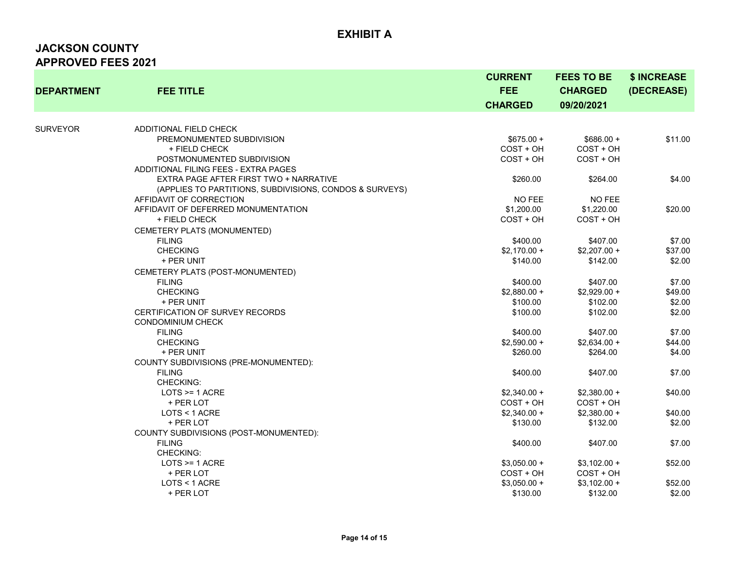**EXHIBIT A**

## JACKSON COUNTY
## APPROVED FEES 2021

| DEPARTMENT | FEE TITLE | CURRENT FEE CHARGED | FEES TO BE CHARGED 09/20/2021 | $ INCREASE (DECREASE) |
|---|---|---|---|---|
| SURVEYOR | ADDITIONAL FIELD CHECK | | | |
| | PREMONUMENTED SUBDIVISION | $675.00 + | $686.00 + | $11.00 |
| | + FIELD CHECK | COST + OH | COST + OH | |
| | POSTMONUMENTED SUBDIVISION | COST + OH | COST + OH | |
| | ADDITIONAL FILING FEES - EXTRA PAGES | | | |
| | EXTRA PAGE AFTER FIRST TWO + NARRATIVE | $260.00 | $264.00 | $4.00 |
| | (APPLIES TO PARTITIONS, SUBDIVISIONS, CONDOS & SURVEYS) | | | |
| | AFFIDAVIT OF CORRECTION | NO FEE | NO FEE | |
| | AFFIDAVIT OF DEFERRED MONUMENTATION | $1,200.00 | $1,220.00 | $20.00 |
| | + FIELD CHECK | COST + OH | COST + OH | |
| | CEMETERY PLATS (MONUMENTED) | | | |
| | FILING | $400.00 | $407.00 | $7.00 |
| | CHECKING | $2,170.00 + | $2,207.00 + | $37.00 |
| | + PER UNIT | $140.00 | $142.00 | $2.00 |
| | CEMETERY PLATS (POST-MONUMENTED) | | | |
| | FILING | $400.00 | $407.00 | $7.00 |
| | CHECKING | $2,880.00 + | $2,929.00 + | $49.00 |
| | + PER UNIT | $100.00 | $102.00 | $2.00 |
| | CERTIFICATION OF SURVEY RECORDS | $100.00 | $102.00 | $2.00 |
| | CONDOMINIUM CHECK | | | |
| | FILING | $400.00 | $407.00 | $7.00 |
| | CHECKING | $2,590.00 + | $2,634.00 + | $44.00 |
| | + PER UNIT | $260.00 | $264.00 | $4.00 |
| | COUNTY SUBDIVISIONS (PRE-MONUMENTED): | | | |
| | FILING | $400.00 | $407.00 | $7.00 |
| | CHECKING: | | | |
| | LOTS >= 1 ACRE | $2,340.00 + | $2,380.00 + | $40.00 |
| | + PER LOT | COST + OH | COST + OH | |
| | LOTS < 1 ACRE | $2,340.00 + | $2,380.00 + | $40.00 |
| | + PER LOT | $130.00 | $132.00 | $2.00 |
| | COUNTY SUBDIVISIONS (POST-MONUMENTED): | | | |
| | FILING | $400.00 | $407.00 | $7.00 |
| | CHECKING: | | | |
| | LOTS >= 1 ACRE | $3,050.00 + | $3,102.00 + | $52.00 |
| | + PER LOT | COST + OH | COST + OH | |
| | LOTS < 1 ACRE | $3,050.00 + | $3,102.00 + | $52.00 |
| | + PER LOT | $130.00 | $132.00 | $2.00 |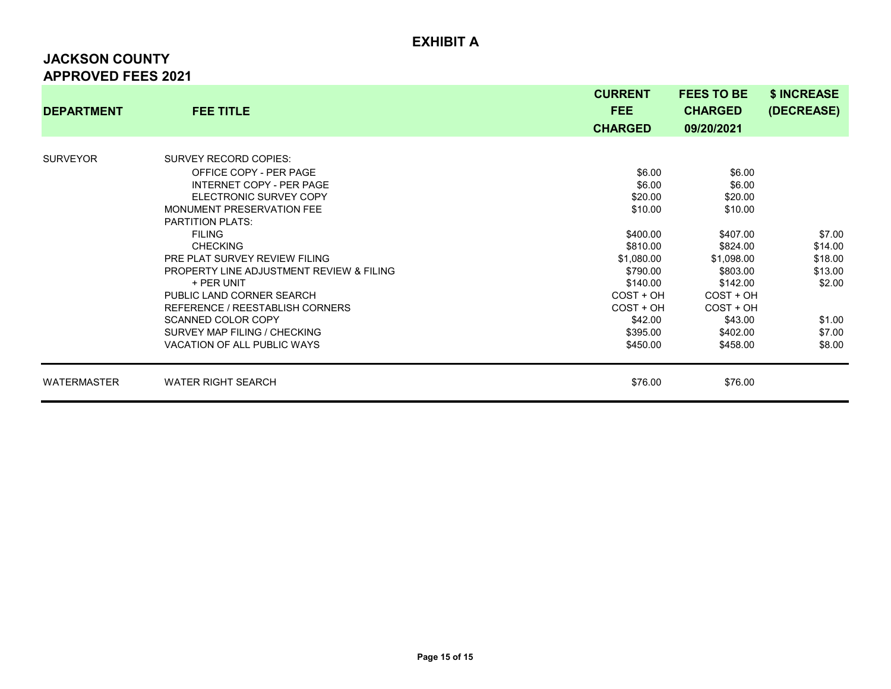# EXHIBIT A

## JACKSON COUNTY
## APPROVED FEES 2021

| DEPARTMENT | FEE TITLE | CURRENT FEE CHARGED | FEES TO BE CHARGED 09/20/2021 | $ INCREASE (DECREASE) |
|---|---|---|---|---|
| SURVEYOR | SURVEY RECORD COPIES: | | | |
| | OFFICE COPY - PER PAGE | $6.00 | $6.00 | |
| | INTERNET COPY - PER PAGE | $6.00 | $6.00 | |
| | ELECTRONIC SURVEY COPY | $20.00 | $20.00 | |
| | MONUMENT PRESERVATION FEE | $10.00 | $10.00 | |
| | PARTITION PLATS: | | | |
| | FILING | $400.00 | $407.00 | $7.00 |
| | CHECKING | $810.00 | $824.00 | $14.00 |
| | PRE PLAT SURVEY REVIEW FILING | $1,080.00 | $1,098.00 | $18.00 |
| | PROPERTY LINE ADJUSTMENT REVIEW & FILING | $790.00 | $803.00 | $13.00 |
| | + PER UNIT | $140.00 | $142.00 | $2.00 |
| | PUBLIC LAND CORNER SEARCH | COST + OH | COST + OH | |
| | REFERENCE / REESTABLISH CORNERS | COST + OH | COST + OH | |
| | SCANNED COLOR COPY | $42.00 | $43.00 | $1.00 |
| | SURVEY MAP FILING / CHECKING | $395.00 | $402.00 | $7.00 |
| | VACATION OF ALL PUBLIC WAYS | $450.00 | $458.00 | $8.00 |
| WATERMASTER | WATER RIGHT SEARCH | $76.00 | $76.00 | |